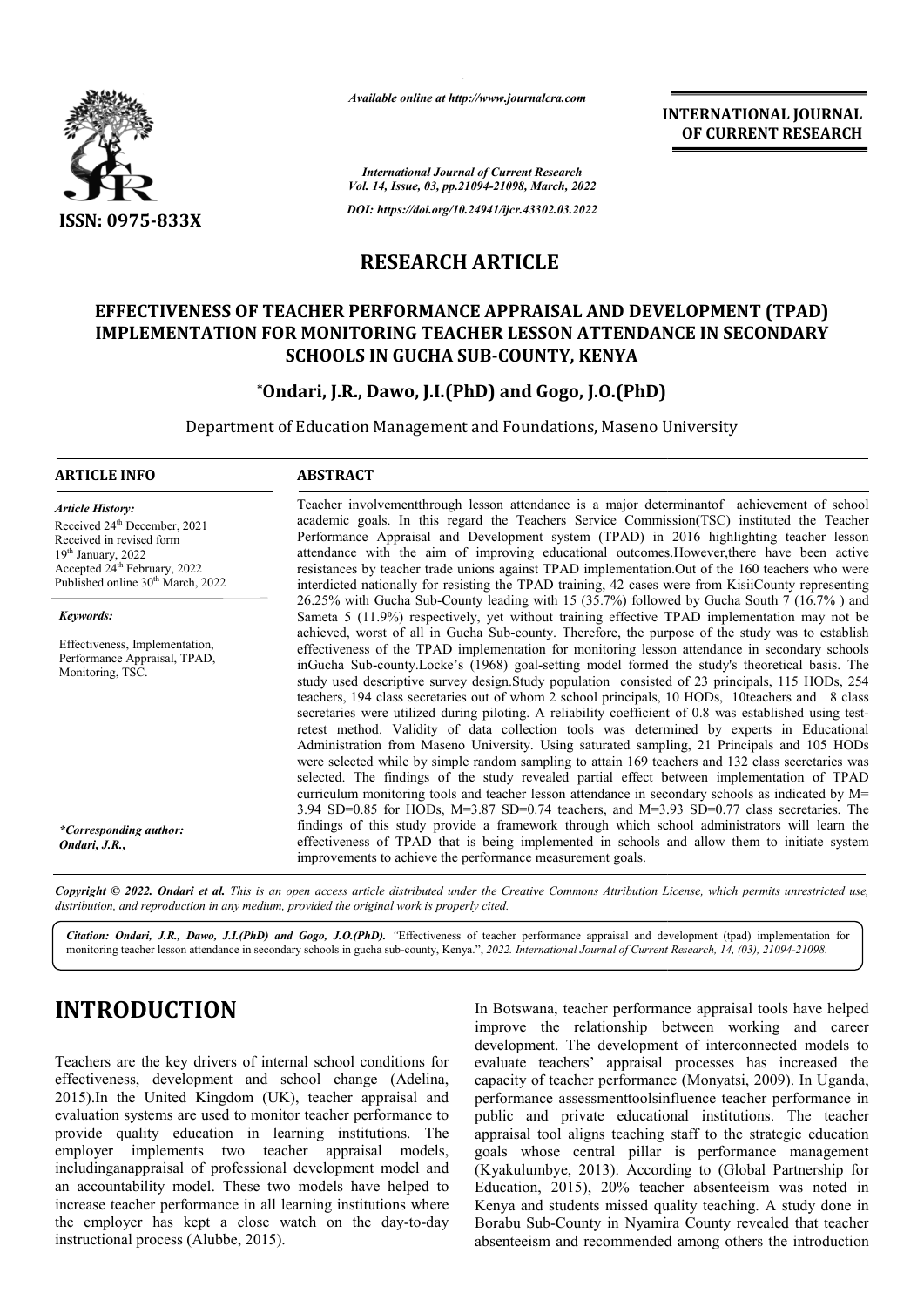*Available online at http://www.journalcra.com*

**INTERNATIONAL JOURNAL OF CURRENT RESEARCH**

*International Journal of Current Research*
*Vol. 14, Issue, 03, pp.21094-21098, March, 2022*

*DOI: https://doi.org/10.24941/ijcr.43302.03.2022*

**ISSN: 0975-833X**

# RESEARCH ARTICLE

# EFFECTIVENESS OF TEACHER PERFORMANCE APPRAISAL AND DEVELOPMENT (TPAD) IMPLEMENTATION FOR MONITORING TEACHER LESSON ATTENDANCE IN SECONDARY SCHOOLS IN GUCHA SUB-COUNTY, KENYA

**\*Ondari, J.R., Dawo, J.I.(PhD) and Gogo, J.O.(PhD)**

Department of Education Management and Foundations, Maseno University

## ARTICLE INFO

*Article History:*
Received 24th December, 2021
Received in revised form
19th January, 2022
Accepted 24th February, 2022
Published online 30th March, 2022

*Keywords:*
Effectiveness, Implementation, Performance Appraisal, TPAD, Monitoring, TSC.

*\*Corresponding author:*
*Ondari, J.R.,*

## ABSTRACT

Teacher involvementthrough lesson attendance is a major determinantof achievement of school academic goals. In this regard the Teachers Service Commission(TSC) instituted the Teacher Performance Appraisal and Development system (TPAD) in 2016 highlighting teacher lesson attendance with the aim of improving educational outcomes.However,there have been active resistances by teacher trade unions against TPAD implementation.Out of the 160 teachers who were interdicted nationally for resisting the TPAD training, 42 cases were from KisiiCounty representing 26.25% with Gucha Sub-County leading with 15 (35.7%) followed by Gucha South 7 (16.7% ) and Sameta 5 (11.9%) respectively, yet without training effective TPAD implementation may not be achieved, worst of all in Gucha Sub-county. Therefore, the purpose of the study was to establish effectiveness of the TPAD implementation for monitoring lesson attendance in secondary schools inGucha Sub-county.Locke's (1968) goal-setting model formed the study's theoretical basis. The study used descriptive survey design.Study population consisted of 23 principals, 115 HODs, 254 teachers, 194 class secretaries out of whom 2 school principals, 10 HODs, 10teachers and 8 class secretaries were utilized during piloting. A reliability coefficient of 0.8 was established using test-retest method. Validity of data collection tools was determined by experts in Educational Administration from Maseno University. Using saturated sampling, 21 Principals and 105 HODs were selected while by simple random sampling to attain 169 teachers and 132 class secretaries was selected. The findings of the study revealed partial effect between implementation of TPAD curriculum monitoring tools and teacher lesson attendance in secondary schools as indicated by M= 3.94 SD=0.85 for HODs, M=3.87 SD=0.74 teachers, and M=3.93 SD=0.77 class secretaries. The findings of this study provide a framework through which school administrators will learn the effectiveness of TPAD that is being implemented in schools and allow them to initiate system improvements to achieve the performance measurement goals.

*Copyright © 2022. Ondari et al. This is an open access article distributed under the Creative Commons Attribution License, which permits unrestricted use, distribution, and reproduction in any medium, provided the original work is properly cited.*

*Citation: Ondari, J.R., Dawo, J.I.(PhD) and Gogo, J.O.(PhD). "Effectiveness of teacher performance appraisal and development (tpad) implementation for monitoring teacher lesson attendance in secondary schools in gucha sub-county, Kenya.", 2022. International Journal of Current Research, 14, (03), 21094-21098.*

# INTRODUCTION

Teachers are the key drivers of internal school conditions for effectiveness, development and school change (Adelina, 2015).In the United Kingdom (UK), teacher appraisal and evaluation systems are used to monitor teacher performance to provide quality education in learning institutions. The employer implements two teacher appraisal models, includinganappraisal of professional development model and an accountability model. These two models have helped to increase teacher performance in all learning institutions where the employer has kept a close watch on the day-to-day instructional process (Alubbe, 2015).

In Botswana, teacher performance appraisal tools have helped improve the relationship between working and career development. The development of interconnected models to evaluate teachers' appraisal processes has increased the capacity of teacher performance (Monyatsi, 2009). In Uganda, performance assessmenttoolsinfluence teacher performance in public and private educational institutions. The teacher appraisal tool aligns teaching staff to the strategic education goals whose central pillar is performance management (Kyakulumbye, 2013). According to (Global Partnership for Education, 2015), 20% teacher absenteeism was noted in Kenya and students missed quality teaching. A study done in Borabu Sub-County in Nyamira County revealed that teacher absenteeism and recommended among others the introduction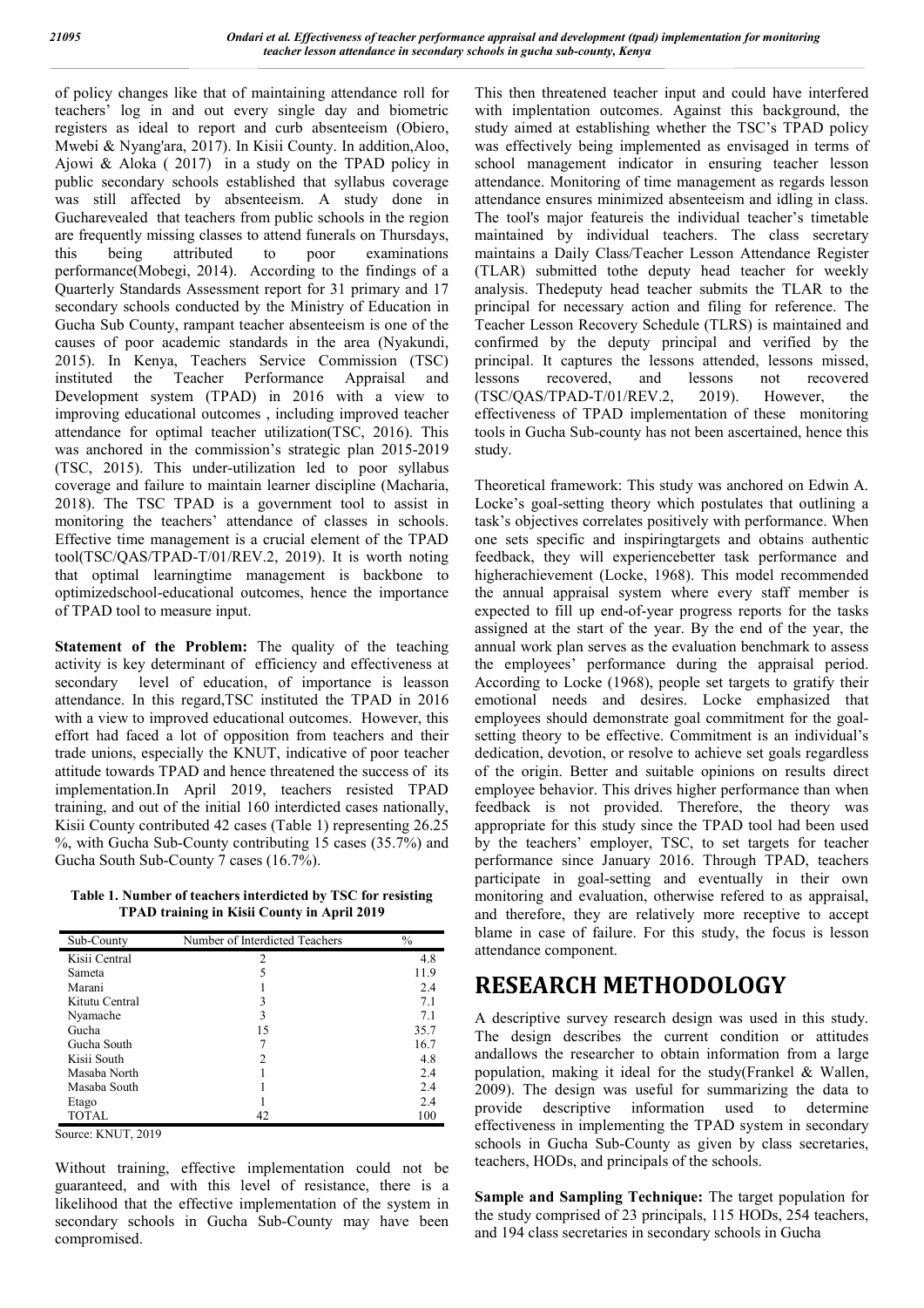of policy changes like that of maintaining attendance roll for teachers' log in and out every single day and biometric registers as ideal to report and curb absenteeism (Obiero, Mwebi & Nyang'ara, 2017). In Kisii County. In addition,Aloo, Ajowi & Aloka ( 2017) in a study on the TPAD policy in public secondary schools established that syllabus coverage was still affected by absenteeism. A study done in Gucharevealed that teachers from public schools in the region are frequently missing classes to attend funerals on Thursdays, this being attributed to poor examinations performance(Mobegi, 2014). According to the findings of a Quarterly Standards Assessment report for 31 primary and 17 secondary schools conducted by the Ministry of Education in Gucha Sub County, rampant teacher absenteeism is one of the causes of poor academic standards in the area (Nyakundi, 2015). In Kenya, Teachers Service Commission (TSC) instituted the Teacher Performance Appraisal and Development system (TPAD) in 2016 with a view to improving educational outcomes , including improved teacher attendance for optimal teacher utilization(TSC, 2016). This was anchored in the commission's strategic plan 2015-2019 (TSC, 2015). This under-utilization led to poor syllabus coverage and failure to maintain learner discipline (Macharia, 2018). The TSC TPAD is a government tool to assist in monitoring the teachers' attendance of classes in schools. Effective time management is a crucial element of the TPAD tool(TSC/QAS/TPAD-T/01/REV.2, 2019). It is worth noting that optimal learningtime management is backbone to optimizedschool-educational outcomes, hence the importance of TPAD tool to measure input.

**Statement of the Problem:** The quality of the teaching activity is key determinant of efficiency and effectiveness at secondary level of education, of importance is leasson attendance. In this regard,TSC instituted the TPAD in 2016 with a view to improved educational outcomes. However, this effort had faced a lot of opposition from teachers and their trade unions, especially the KNUT, indicative of poor teacher attitude towards TPAD and hence threatened the success of its implementation.In April 2019, teachers resisted TPAD training, and out of the initial 160 interdicted cases nationally, Kisii County contributed 42 cases (Table 1) representing 26.25 %, with Gucha Sub-County contributing 15 cases (35.7%) and Gucha South Sub-County 7 cases (16.7%).

**Table 1. Number of teachers interdicted by TSC for resisting TPAD training in Kisii County in April 2019**

| Sub-County | Number of Interdicted Teachers | % |
|---|---|---|
| Kisii Central | 2 | 4.8 |
| Sameta | 5 | 11.9 |
| Marani | 1 | 2.4 |
| Kitutu Central | 3 | 7.1 |
| Nyamache | 3 | 7.1 |
| Gucha | 15 | 35.7 |
| Gucha South | 7 | 16.7 |
| Kisii South | 2 | 4.8 |
| Masaba North | 1 | 2.4 |
| Masaba South | 1 | 2.4 |
| Etago | 1 | 2.4 |
| TOTAL | 42 | 100 |

Source: KNUT, 2019

Without training, effective implementation could not be guaranteed, and with this level of resistance, there is a likelihood that the effective implementation of the system in secondary schools in Gucha Sub-County may have been compromised.

This then threatened teacher input and could have interfered with implentation outcomes. Against this background, the study aimed at establishing whether the TSC's TPAD policy was effectively being implemented as envisaged in terms of school management indicator in ensuring teacher lesson attendance. Monitoring of time management as regards lesson attendance ensures minimized absenteeism and idling in class. The tool's major featureis the individual teacher's timetable maintained by individual teachers. The class secretary maintains a Daily Class/Teacher Lesson Attendance Register (TLAR) submitted tothe deputy head teacher for weekly analysis. Thedeputy head teacher submits the TLAR to the principal for necessary action and filing for reference. The Teacher Lesson Recovery Schedule (TLRS) is maintained and confirmed by the deputy principal and verified by the principal. It captures the lessons attended, lessons missed, lessons recovered, and lessons not recovered (TSC/QAS/TPAD-T/01/REV.2, 2019). However, the effectiveness of TPAD implementation of these monitoring tools in Gucha Sub-county has not been ascertained, hence this study.

Theoretical framework: This study was anchored on Edwin A. Locke's goal-setting theory which postulates that outlining a task's objectives correlates positively with performance. When one sets specific and inspiringtargets and obtains authentic feedback, they will experiencebetter task performance and higherachievement (Locke, 1968). This model recommended the annual appraisal system where every staff member is expected to fill up end-of-year progress reports for the tasks assigned at the start of the year. By the end of the year, the annual work plan serves as the evaluation benchmark to assess the employees' performance during the appraisal period. According to Locke (1968), people set targets to gratify their emotional needs and desires. Locke emphasized that employees should demonstrate goal commitment for the goal-setting theory to be effective. Commitment is an individual's dedication, devotion, or resolve to achieve set goals regardless of the origin. Better and suitable opinions on results direct employee behavior. This drives higher performance than when feedback is not provided. Therefore, the theory was appropriate for this study since the TPAD tool had been used by the teachers' employer, TSC, to set targets for teacher performance since January 2016. Through TPAD, teachers participate in goal-setting and eventually in their own monitoring and evaluation, otherwise refered to as appraisal, and therefore, they are relatively more receptive to accept blame in case of failure. For this study, the focus is lesson attendance component.

# RESEARCH METHODOLOGY

A descriptive survey research design was used in this study. The design describes the current condition or attitudes andallows the researcher to obtain information from a large population, making it ideal for the study(Frankel & Wallen, 2009). The design was useful for summarizing the data to provide descriptive information used to determine effectiveness in implementing the TPAD system in secondary schools in Gucha Sub-County as given by class secretaries, teachers, HODs, and principals of the schools.

**Sample and Sampling Technique:** The target population for the study comprised of 23 principals, 115 HODs, 254 teachers, and 194 class secretaries in secondary schools in Gucha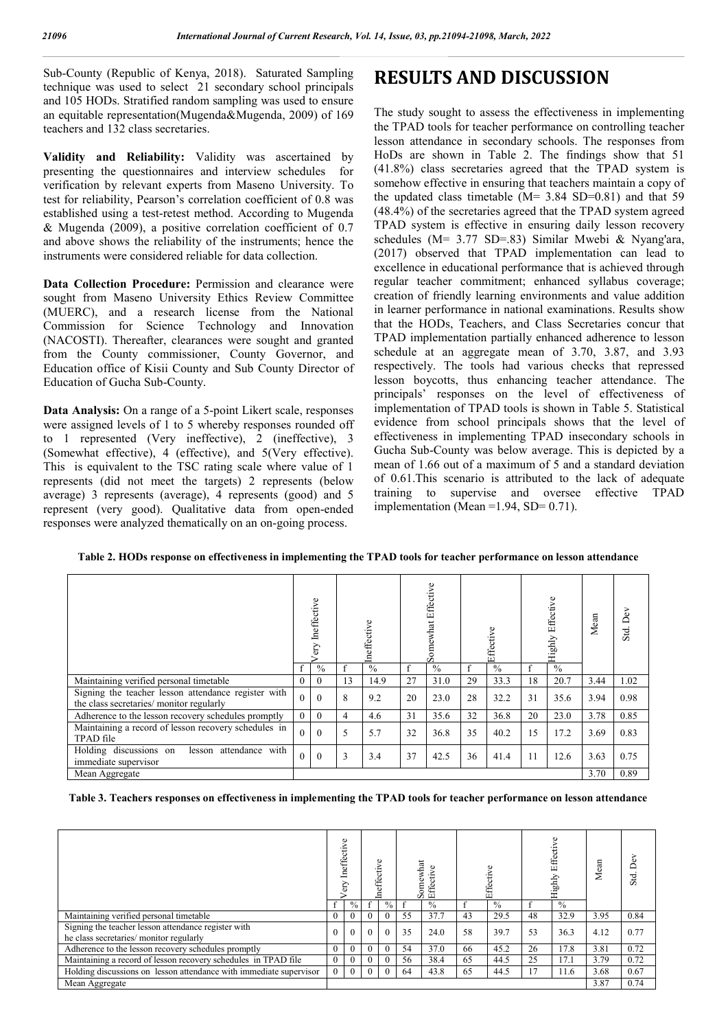Sub-County (Republic of Kenya, 2018). Saturated Sampling technique was used to select 21 secondary school principals and 105 HODs. Stratified random sampling was used to ensure an equitable representation(Mugenda&Mugenda, 2009) of 169 teachers and 132 class secretaries.

**Validity and Reliability:** Validity was ascertained by presenting the questionnaires and interview schedules for verification by relevant experts from Maseno University. To test for reliability, Pearson's correlation coefficient of 0.8 was established using a test-retest method. According to Mugenda & Mugenda (2009), a positive correlation coefficient of 0.7 and above shows the reliability of the instruments; hence the instruments were considered reliable for data collection.

**Data Collection Procedure:** Permission and clearance were sought from Maseno University Ethics Review Committee (MUERC), and a research license from the National Commission for Science Technology and Innovation (NACOSTI). Thereafter, clearances were sought and granted from the County commissioner, County Governor, and Education office of Kisii County and Sub County Director of Education of Gucha Sub-County.

**Data Analysis:** On a range of a 5-point Likert scale, responses were assigned levels of 1 to 5 whereby responses rounded off to 1 represented (Very ineffective), 2 (ineffective), 3 (Somewhat effective), 4 (effective), and 5(Very effective). This is equivalent to the TSC rating scale where value of 1 represents (did not meet the targets) 2 represents (below average) 3 represents (average), 4 represents (good) and 5 represent (very good). Qualitative data from open-ended responses were analyzed thematically on an on-going process.

# RESULTS AND DISCUSSION

The study sought to assess the effectiveness in implementing the TPAD tools for teacher performance on controlling teacher lesson attendance in secondary schools. The responses from HoDs are shown in Table 2. The findings show that 51 (41.8%) class secretaries agreed that the TPAD system is somehow effective in ensuring that teachers maintain a copy of the updated class timetable (M= 3.84 SD=0.81) and that 59 (48.4%) of the secretaries agreed that the TPAD system agreed TPAD system is effective in ensuring daily lesson recovery schedules (M= 3.77 SD=.83) Similar Mwebi & Nyang'ara, (2017) observed that TPAD implementation can lead to excellence in educational performance that is achieved through regular teacher commitment; enhanced syllabus coverage; creation of friendly learning environments and value addition in learner performance in national examinations. Results show that the HODs, Teachers, and Class Secretaries concur that TPAD implementation partially enhanced adherence to lesson schedule at an aggregate mean of 3.70, 3.87, and 3.93 respectively. The tools had various checks that repressed lesson boycotts, thus enhancing teacher attendance. The principals' responses on the level of effectiveness of implementation of TPAD tools is shown in Table 5. Statistical evidence from school principals shows that the level of effectiveness in implementing TPAD insecondary schools in Gucha Sub-County was below average. This is depicted by a mean of 1.66 out of a maximum of 5 and a standard deviation of 0.61.This scenario is attributed to the lack of adequate training to supervise and oversee effective TPAD implementation (Mean =1.94, SD= 0.71).

**Table 2. HODs response on effectiveness in implementing the TPAD tools for teacher performance on lesson attendance**

| | Very Ineffective | | Ineffective | | Somewhat Effective | | Effective | | Highly Effective | | Mean | Std. Dev |
|---|---|---|---|---|---|---|---|---|---|---|---|---|
| | f | % | f | % | f | % | f | % | f | % | | |
| Maintaining verified personal timetable | 0 | 0 | 13 | 14.9 | 27 | 31.0 | 29 | 33.3 | 18 | 20.7 | 3.44 | 1.02 |
| Signing the teacher lesson attendance register with the class secretaries/ monitor regularly | 0 | 0 | 8 | 9.2 | 20 | 23.0 | 28 | 32.2 | 31 | 35.6 | 3.94 | 0.98 |
| Adherence to the lesson recovery schedules promptly | 0 | 0 | 4 | 4.6 | 31 | 35.6 | 32 | 36.8 | 20 | 23.0 | 3.78 | 0.85 |
| Maintaining a record of lesson recovery schedules in TPAD file | 0 | 0 | 5 | 5.7 | 32 | 36.8 | 35 | 40.2 | 15 | 17.2 | 3.69 | 0.83 |
| Holding discussions on lesson attendance with immediate supervisor | 0 | 0 | 3 | 3.4 | 37 | 42.5 | 36 | 41.4 | 11 | 12.6 | 3.63 | 0.75 |
| Mean Aggregate | | | | | | | | | | | 3.70 | 0.89 |

**Table 3. Teachers responses on effectiveness in implementing the TPAD tools for teacher performance on lesson attendance**

| | Very Ineffective | | Ineffective | | Somewhat Effective | | Effective | | Highly Effective | | Mean | Std. Dev |
|---|---|---|---|---|---|---|---|---|---|---|---|---|
| | f | % | f | % | f | % | f | % | f | % | | |
| Maintaining verified personal timetable | 0 | 0 | 0 | 0 | 55 | 37.7 | 43 | 29.5 | 48 | 32.9 | 3.95 | 0.84 |
| Signing the teacher lesson attendance register with he class secretaries/ monitor regularly | 0 | 0 | 0 | 0 | 35 | 24.0 | 58 | 39.7 | 53 | 36.3 | 4.12 | 0.77 |
| Adherence to the lesson recovery schedules promptly | 0 | 0 | 0 | 0 | 54 | 37.0 | 66 | 45.2 | 26 | 17.8 | 3.81 | 0.72 |
| Maintaining a record of lesson recovery schedules in TPAD file | 0 | 0 | 0 | 0 | 56 | 38.4 | 65 | 44.5 | 25 | 17.1 | 3.79 | 0.72 |
| Holding discussions on lesson attendance with immediate supervisor | 0 | 0 | 0 | 0 | 64 | 43.8 | 65 | 44.5 | 17 | 11.6 | 3.68 | 0.67 |
| Mean Aggregate | | | | | | | | | | | 3.87 | 0.74 |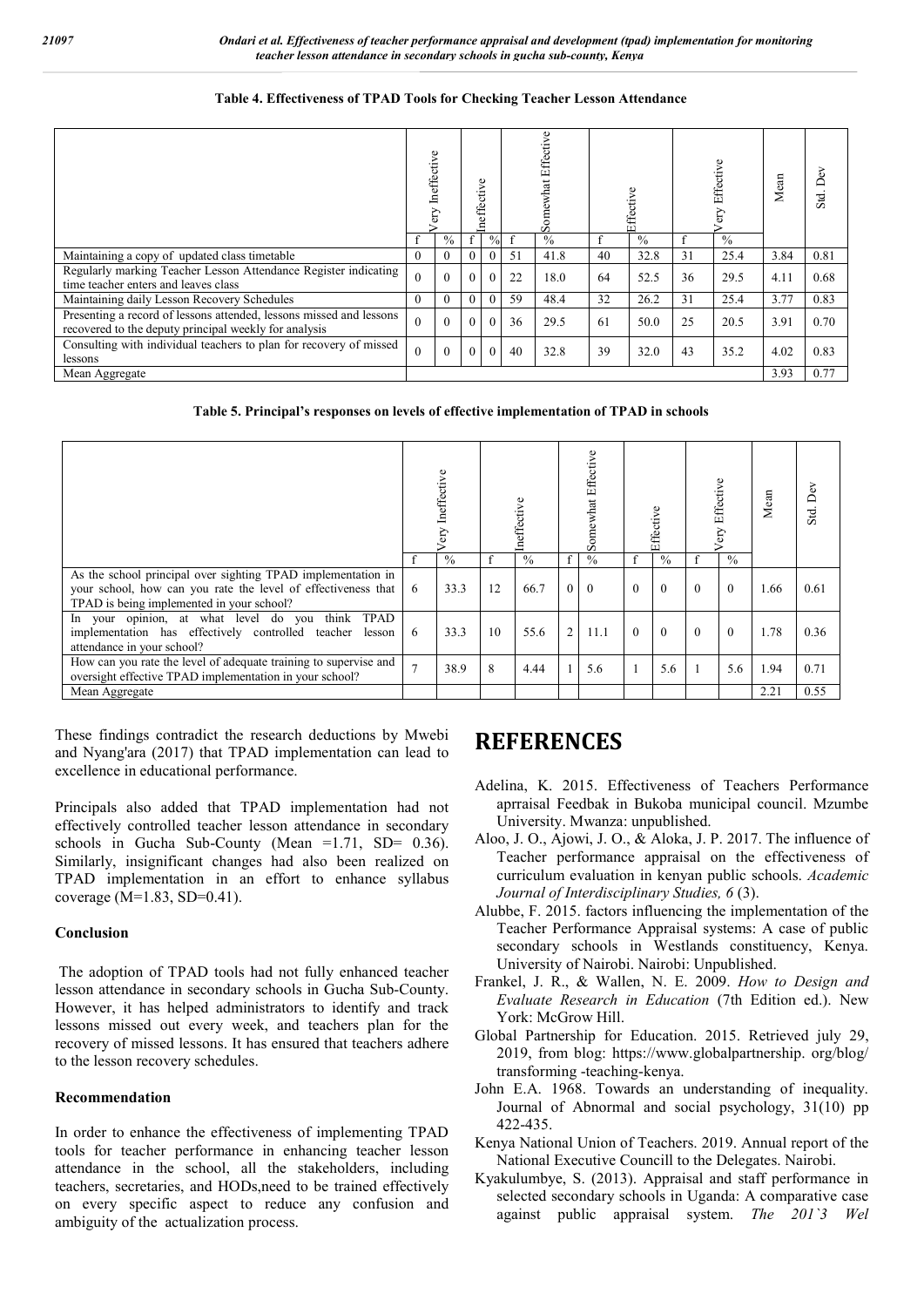**Table 4. Effectiveness of TPAD Tools for Checking Teacher Lesson Attendance**

| | Very Ineffective | | Ineffective | | Somewhat Effective | | Effective | | Very Effective | | Mean | Std. Dev |
|---|---|---|---|---|---|---|---|---|---|---|---|---|
| | f | % | f | % | f | % | f | % | f | % | | |
| Maintaining a copy of updated class timetable | 0 | 0 | 0 | 0 | 51 | 41.8 | 40 | 32.8 | 31 | 25.4 | 3.84 | 0.81 |
| Regularly marking Teacher Lesson Attendance Register indicating time teacher enters and leaves class | 0 | 0 | 0 | 0 | 22 | 18.0 | 64 | 52.5 | 36 | 29.5 | 4.11 | 0.68 |
| Maintaining daily Lesson Recovery Schedules | 0 | 0 | 0 | 0 | 59 | 48.4 | 32 | 26.2 | 31 | 25.4 | 3.77 | 0.83 |
| Presenting a record of lessons attended, lessons missed and lessons recovered to the deputy principal weekly for analysis | 0 | 0 | 0 | 0 | 36 | 29.5 | 61 | 50.0 | 25 | 20.5 | 3.91 | 0.70 |
| Consulting with individual teachers to plan for recovery of missed lessons | 0 | 0 | 0 | 0 | 40 | 32.8 | 39 | 32.0 | 43 | 35.2 | 4.02 | 0.83 |
| Mean Aggregate | | | | | | | | | | | 3.93 | 0.77 |

**Table 5. Principal's responses on levels of effective implementation of TPAD in schools**

| | Very Ineffective | | Ineffective | | Somewhat Effective | | Effective | | Very Effective | | Mean | Std. Dev |
|---|---|---|---|---|---|---|---|---|---|---|---|---|
| | f | % | f | % | f | % | f | % | f | % | | |
| As the school principal over sighting TPAD implementation in your school, how can you rate the level of effectiveness that TPAD is being implemented in your school? | 6 | 33.3 | 12 | 66.7 | 0 | 0 | 0 | 0 | 0 | 0 | 1.66 | 0.61 |
| In your opinion, at what level do you think TPAD implementation has effectively controlled teacher lesson attendance in your school? | 6 | 33.3 | 10 | 55.6 | 2 | 11.1 | 0 | 0 | 0 | 0 | 1.78 | 0.36 |
| How can you rate the level of adequate training to supervise and oversight effective TPAD implementation in your school? | 7 | 38.9 | 8 | 4.44 | 1 | 5.6 | 1 | 5.6 | 1 | 5.6 | 1.94 | 0.71 |
| Mean Aggregate | | | | | | | | | | | 2.21 | 0.55 |

These findings contradict the research deductions by Mwebi and Nyang'ara (2017) that TPAD implementation can lead to excellence in educational performance.

Principals also added that TPAD implementation had not effectively controlled teacher lesson attendance in secondary schools in Gucha Sub-County (Mean =1.71, SD= 0.36). Similarly, insignificant changes had also been realized on TPAD implementation in an effort to enhance syllabus coverage (M=1.83, SD=0.41).

### Conclusion

The adoption of TPAD tools had not fully enhanced teacher lesson attendance in secondary schools in Gucha Sub-County. However, it has helped administrators to identify and track lessons missed out every week, and teachers plan for the recovery of missed lessons. It has ensured that teachers adhere to the lesson recovery schedules.

### Recommendation

In order to enhance the effectiveness of implementing TPAD tools for teacher performance in enhancing teacher lesson attendance in the school, all the stakeholders, including teachers, secretaries, and HODs,need to be trained effectively on every specific aspect to reduce any confusion and ambiguity of the actualization process.

## REFERENCES

Adelina, K. 2015. Effectiveness of Teachers Performance aprraisal Feedbak in Bukoba municipal council. Mzumbe University. Mwanza: unpublished.

Aloo, J. O., Ajowi, J. O., & Aloka, J. P. 2017. The influence of Teacher performance appraisal on the effectiveness of curriculum evaluation in kenyan public schools. *Academic Journal of Interdisciplinary Studies, 6* (3).

Alubbe, F. 2015. factors influencing the implementation of the Teacher Performance Appraisal systems: A case of public secondary schools in Westlands constituency, Kenya. University of Nairobi. Nairobi: Unpublished.

Frankel, J. R., & Wallen, N. E. 2009. *How to Design and Evaluate Research in Education* (7th Edition ed.). New York: McGrow Hill.

Global Partnership for Education. 2015. Retrieved july 29, 2019, from blog: https://www.globalpartnership. org/blog/ transforming -teaching-kenya.

John E.A. 1968. Towards an understanding of inequality. Journal of Abnormal and social psychology, 31(10) pp 422-435.

Kenya National Union of Teachers. 2019. Annual report of the National Executive Councill to the Delegates. Nairobi.

Kyakulumbye, S. (2013). Appraisal and staff performance in selected secondary schools in Uganda: A comparative case against public appraisal system. *The 201`3 Wel*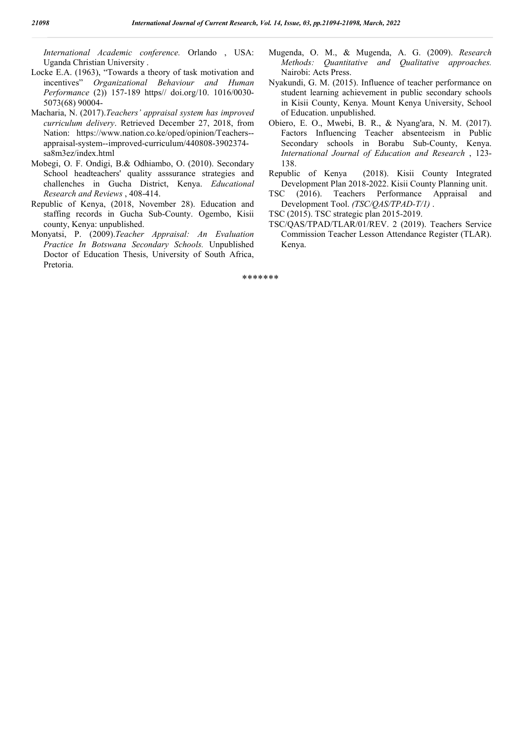*International Academic conference.* Orlando , USA: Uganda Christian University .

Locke E.A. (1963), "Towards a theory of task motivation and incentives" *Organizational Behaviour and Human Performance* (2)) 157-189 https// doi.org/10. 1016/0030-5073(68) 90004-

Macharia, N. (2017).*Teachers' appraisal system has improved curriculum delivery*. Retrieved December 27, 2018, from Nation: https://www.nation.co.ke/oped/opinion/Teachers--appraisal-system--improved-curriculum/440808-3902374-sa8m3ez/index.html

Mobegi, O. F. Ondigi, B.& Odhiambo, O. (2010). Secondary School headteachers' quality asssurance strategies and challenches in Gucha District, Kenya. *Educational Research and Reviews* , 408-414.

Republic of Kenya, (2018, November 28). Education and staffing records in Gucha Sub-County. Ogembo, Kisii county, Kenya: unpublished.

Monyatsi, P. (2009).*Teacher Appraisal: An Evaluation Practice In Botswana Secondary Schools.* Unpublished Doctor of Education Thesis, University of South Africa, Pretoria.

Mugenda, O. M., & Mugenda, A. G. (2009). *Research Methods: Quantitative and Qualitative approaches.* Nairobi: Acts Press.

Nyakundi, G. M. (2015). Influence of teacher performance on student learning achievement in public secondary schools in Kisii County, Kenya. Mount Kenya University, School of Education. unpublished.

Obiero, E. O., Mwebi, B. R., & Nyang'ara, N. M. (2017). Factors Influencing Teacher absenteeism in Public Secondary schools in Borabu Sub-County, Kenya. *International Journal of Education and Research* , 123-138.

Republic of Kenya (2018). Kisii County Integrated Development Plan 2018-2022. Kisii County Planning unit.

TSC (2016). Teachers Performance Appraisal and Development Tool. *(TSC/QAS/TPAD-T/1)* .

TSC (2015). TSC strategic plan 2015-2019.

TSC/QAS/TPAD/TLAR/01/REV. 2 (2019). Teachers Service Commission Teacher Lesson Attendance Register (TLAR). Kenya.

*******